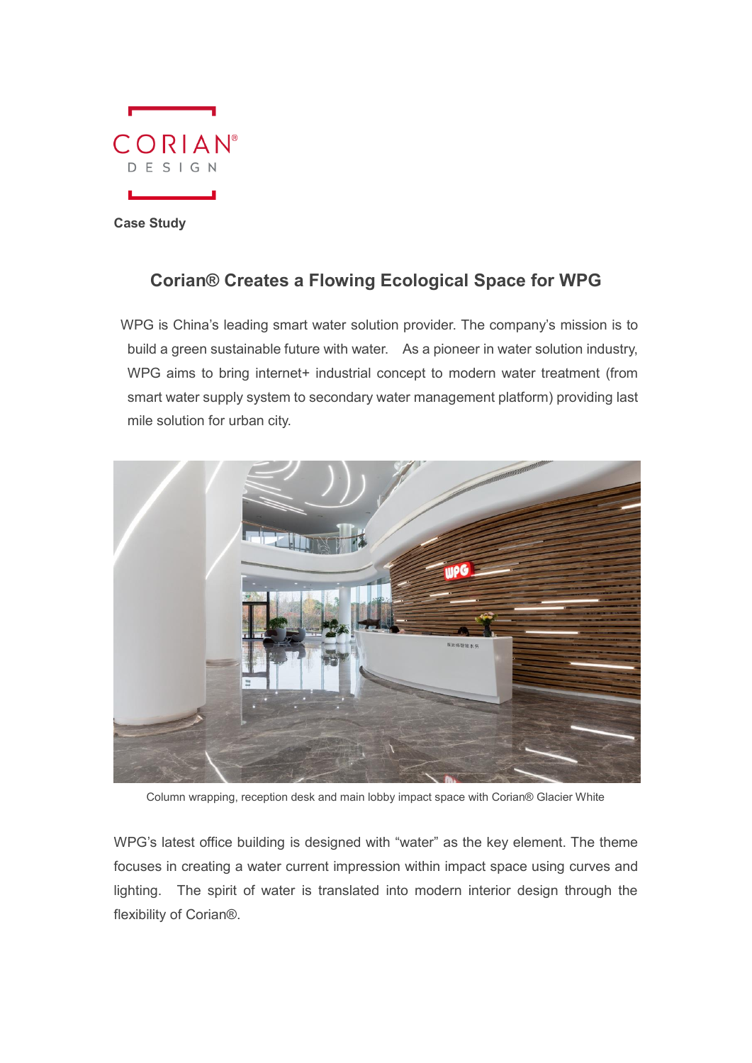CORIAN®
DESIGN

**Case Study**

## Corian® Creates a Flowing Ecological Space for WPG

WPG is China's leading smart water solution provider. The company's mission is to build a green sustainable future with water. As a pioneer in water solution industry, WPG aims to bring internet+ industrial concept to modern water treatment (from smart water supply system to secondary water management platform) providing last mile solution for urban city.

Column wrapping, reception desk and main lobby impact space with Corian® Glacier White

WPG's latest office building is designed with "water" as the key element. The theme focuses in creating a water current impression within impact space using curves and lighting. The spirit of water is translated into modern interior design through the flexibility of Corian®.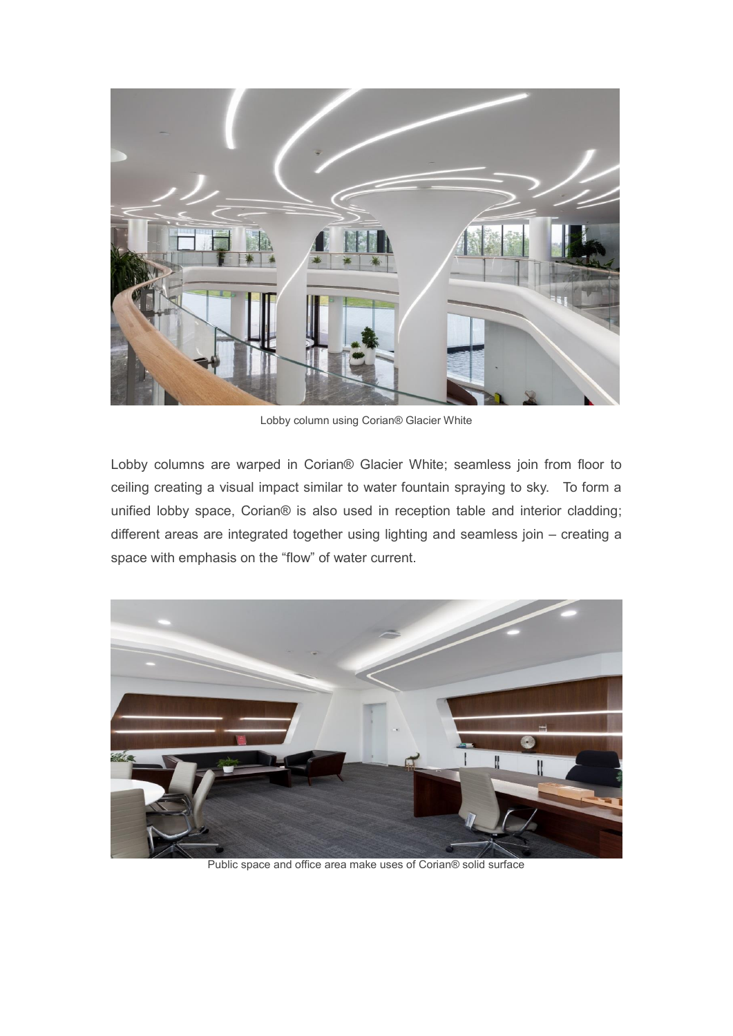Lobby column using Corian® Glacier White

Lobby columns are warped in Corian® Glacier White; seamless join from floor to ceiling creating a visual impact similar to water fountain spraying to sky. To form a unified lobby space, Corian® is also used in reception table and interior cladding; different areas are integrated together using lighting and seamless join – creating a space with emphasis on the "flow" of water current.

Public space and office area make uses of Corian® solid surface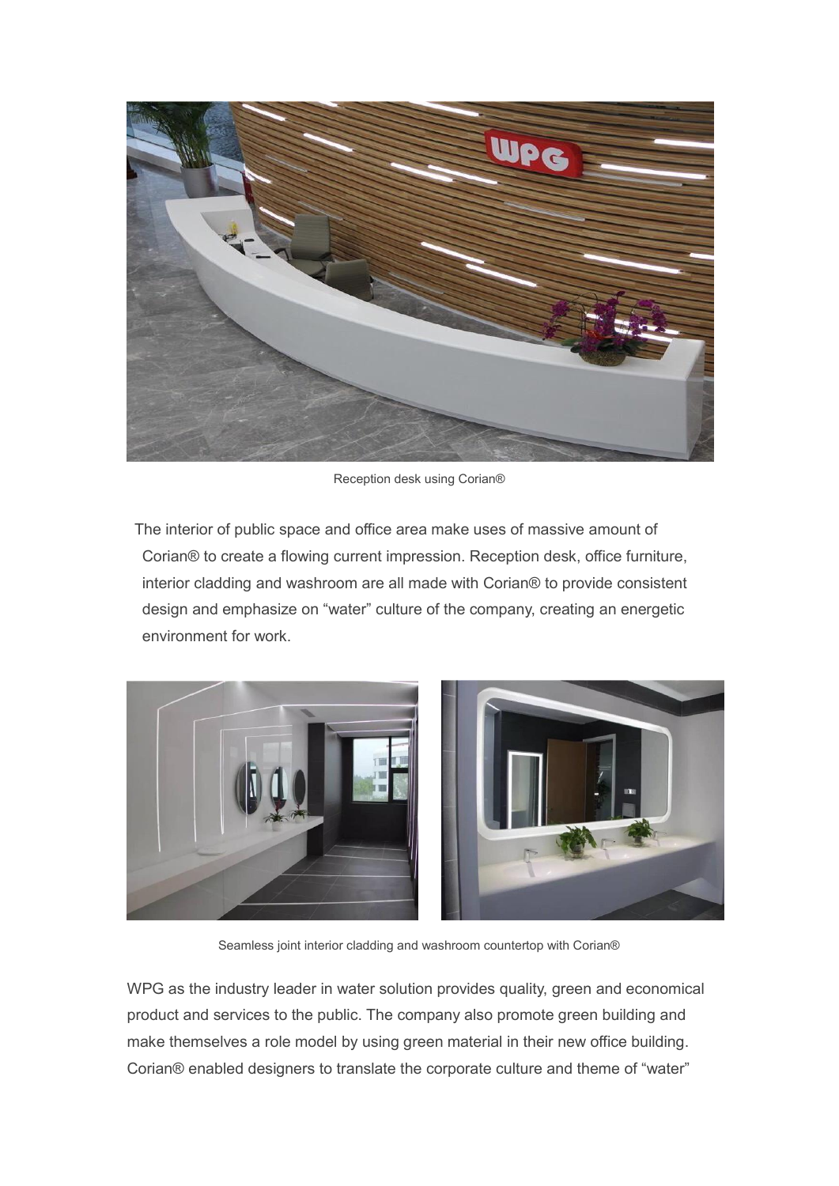Reception desk using Corian®

The interior of public space and office area make uses of massive amount of Corian® to create a flowing current impression. Reception desk, office furniture, interior cladding and washroom are all made with Corian® to provide consistent design and emphasize on “water” culture of the company, creating an energetic environment for work.

Seamless joint interior cladding and washroom countertop with Corian®

WPG as the industry leader in water solution provides quality, green and economical product and services to the public. The company also promote green building and make themselves a role model by using green material in their new office building. Corian® enabled designers to translate the corporate culture and theme of “water”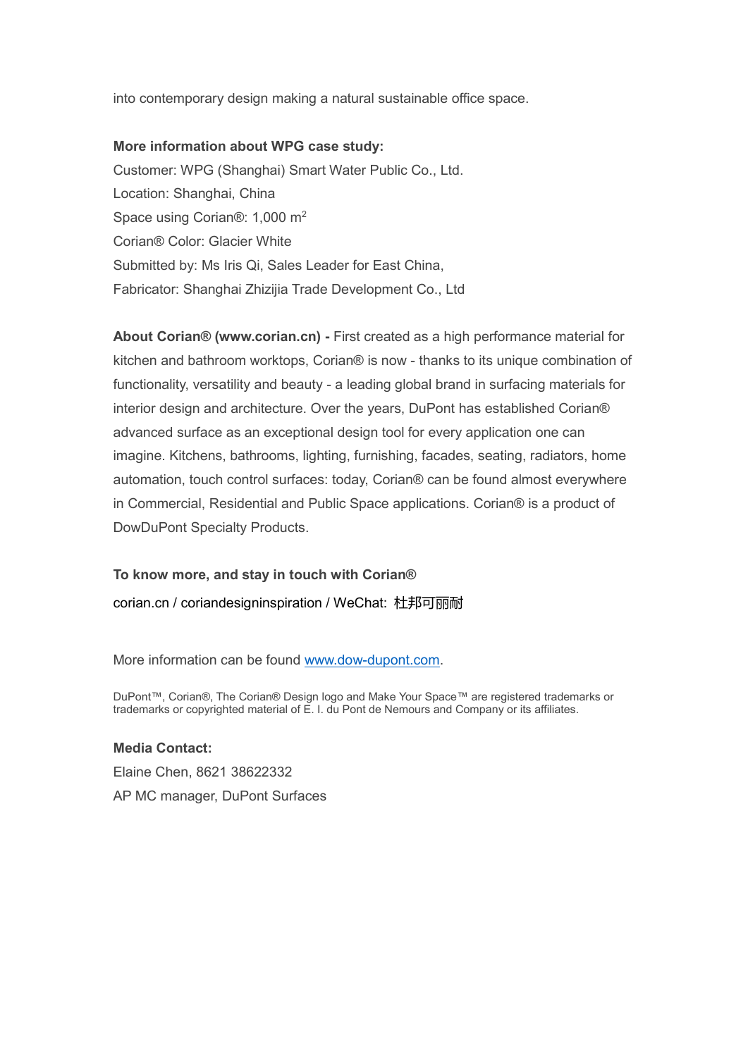into contemporary design making a natural sustainable office space.

**More information about WPG case study:**

Customer: WPG (Shanghai) Smart Water Public Co., Ltd.
Location: Shanghai, China
Space using Corian®: 1,000 $m^2$
Corian® Color: Glacier White
Submitted by: Ms Iris Qi, Sales Leader for East China,
Fabricator: Shanghai Zhizijia Trade Development Co., Ltd

**About Corian® (www.corian.cn) -** First created as a high performance material for kitchen and bathroom worktops, Corian® is now - thanks to its unique combination of functionality, versatility and beauty - a leading global brand in surfacing materials for interior design and architecture. Over the years, DuPont has established Corian® advanced surface as an exceptional design tool for every application one can imagine. Kitchens, bathrooms, lighting, furnishing, facades, seating, radiators, home automation, touch control surfaces: today, Corian® can be found almost everywhere in Commercial, Residential and Public Space applications. Corian® is a product of DowDuPont Specialty Products.

**To know more, and stay in touch with Corian®**

corian.cn / coriandesigninspiration / WeChat: 杜邦可丽耐

More information can be found [www.dow-dupont.com](http://www.dow-dupont.com).

DuPont™, Corian®, The Corian® Design logo and Make Your Space™ are registered trademarks or trademarks or copyrighted material of E. I. du Pont de Nemours and Company or its affiliates.

**Media Contact:**

Elaine Chen, 8621 38622332
AP MC manager, DuPont Surfaces